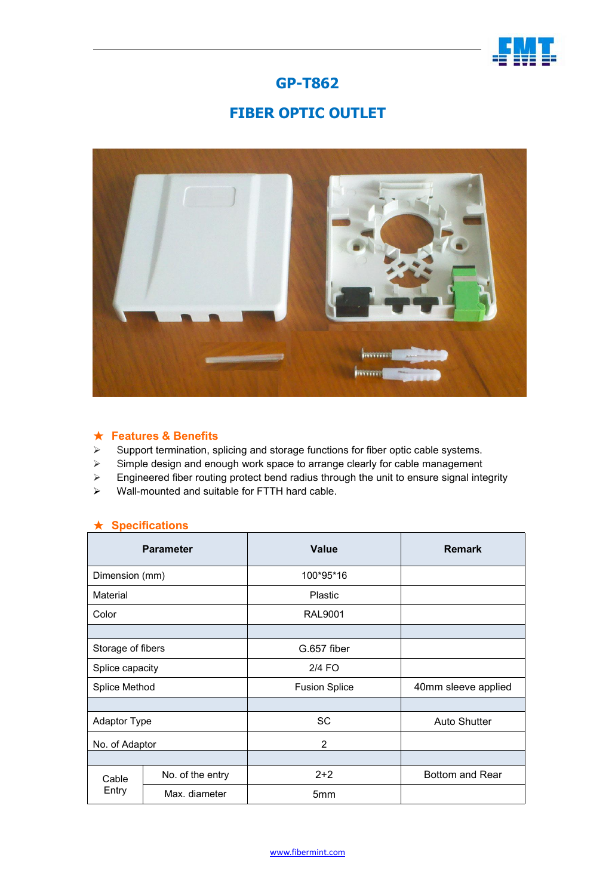# GP-T862

# FIBER OPTIC OUTLET

## ★ Features & Benefits

- Support termination, splicing and storage functions for fiber optic cable systems.
- Simple design and enough work space to arrange clearly for cable management
- Engineered fiber routing protect bend radius through the unit to ensure signal integrity
- Wall-mounted and suitable for FTTH hard cable.

## ★ Specifications

| Parameter | | Value | Remark |
|---|---|---|---|
| Dimension (mm) | | 100*95*16 | |
| Material | | Plastic | |
| Color | | RAL9001 | |
| | | | |
| Storage of fibers | | G.657 fiber | |
| Splice capacity | | 2/4 FO | |
| Splice Method | | Fusion Splice | 40mm sleeve applied |
| | | | |
| Adaptor Type | | SC | Auto Shutter |
| No. of Adaptor | | 2 | |
| | | | |
| Cable Entry | No. of the entry | 2+2 | Bottom and Rear |
| | Max. diameter | 5mm | |

www.fibermint.com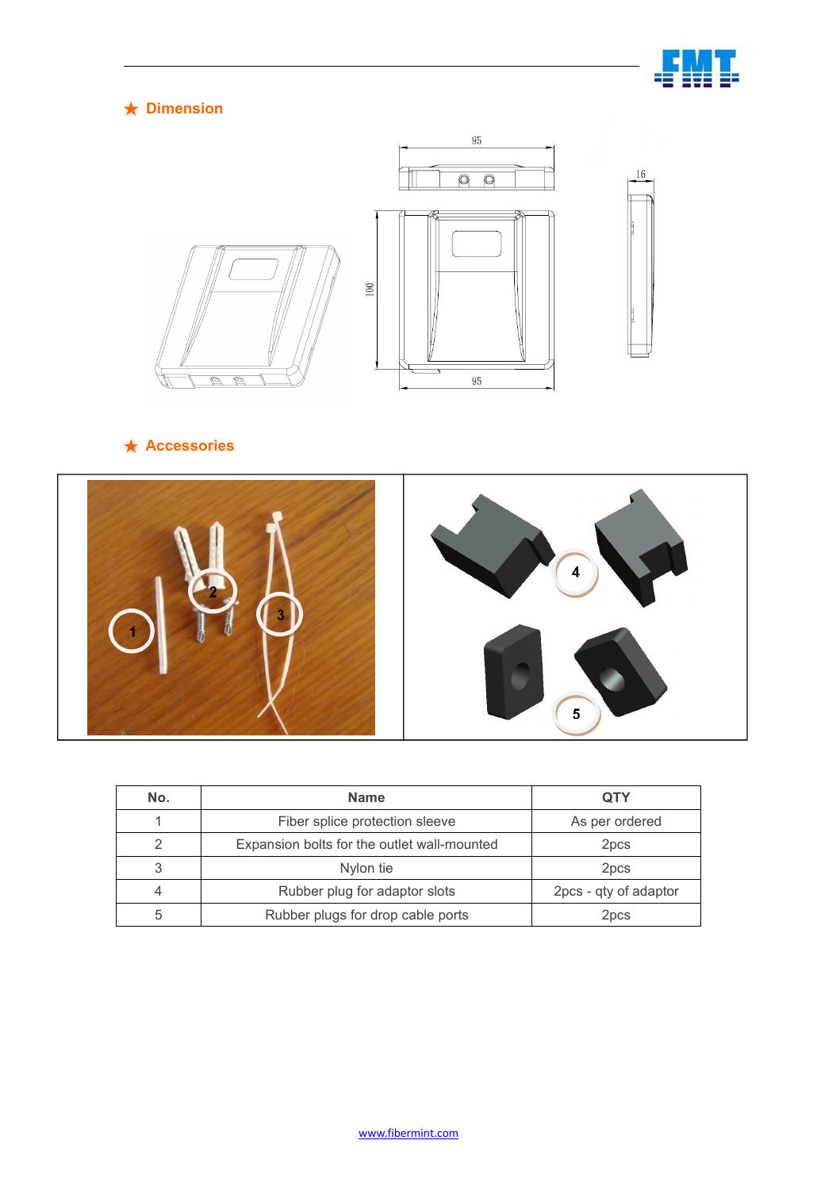## ★ Dimension

## ★ Accessories

| No. | Name | QTY |
|---|---|---|
| 1 | Fiber splice protection sleeve | As per ordered |
| 2 | Expansion bolts for the outlet wall-mounted | 2pcs |
| 3 | Nylon tie | 2pcs |
| 4 | Rubber plug for adaptor slots | 2pcs - qty of adaptor |
| 5 | Rubber plugs for drop cable ports | 2pcs |

www.fibermint.com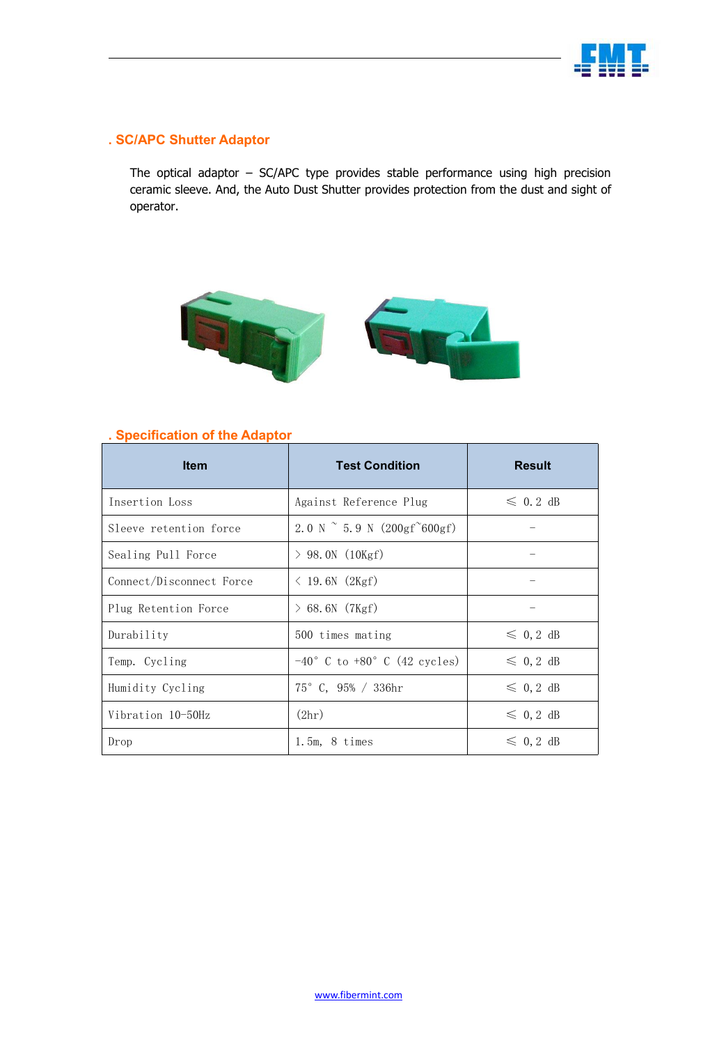## . SC/APC Shutter Adaptor

The optical adaptor – SC/APC type provides stable performance using high precision ceramic sleeve. And, the Auto Dust Shutter provides protection from the dust and sight of operator.

## . Specification of the Adaptor

| Item | Test Condition | Result |
|---|---|---|
| Insertion Loss | Against Reference Plug | ≤ 0.2 dB |
| Sleeve retention force | 2.0 N ~ 5.9 N (200gf~600gf) | - |
| Sealing Pull Force | > 98.0N (10Kgf) | - |
| Connect/Disconnect Force | < 19.6N (2Kgf) | - |
| Plug Retention Force | > 68.6N (7Kgf) | - |
| Durability | 500 times mating | ≤ 0,2 dB |
| Temp. Cycling | -40° C to +80° C (42 cycles) | ≤ 0,2 dB |
| Humidity Cycling | 75° C, 95% / 336hr | ≤ 0,2 dB |
| Vibration 10-50Hz | (2hr) | ≤ 0,2 dB |
| Drop | 1.5m, 8 times | ≤ 0,2 dB |